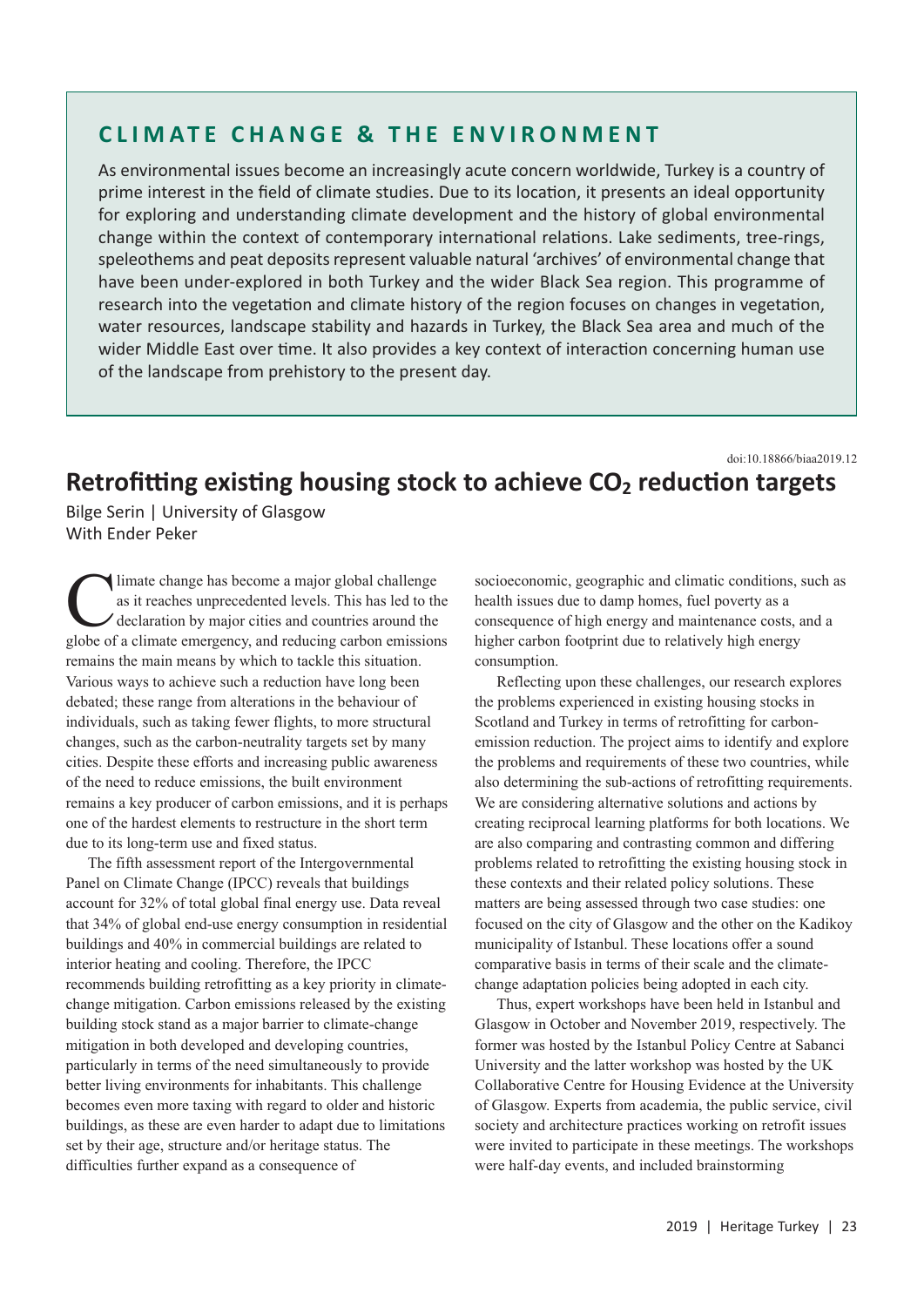## CLIMATE CHANGE & THE ENVIRONMENT

As environmental issues become an increasingly acute concern worldwide, Turkey is a country of prime interest in the field of climate studies. Due to its location, it presents an ideal opportunity for exploring and understanding climate development and the history of global environmental change within the context of contemporary international relations. Lake sediments, tree-rings, speleothems and peat deposits represent valuable natural 'archives' of environmental change that have been under-explored in both Turkey and the wider Black Sea region. This programme of research into the vegetation and climate history of the region focuses on changes in vegetation, water resources, landscape stability and hazards in Turkey, the Black Sea area and much of the wider Middle East over time. It also provides a key context of interaction concerning human use of the landscape from prehistory to the present day.

doi:10.18866/biaa2019.12

# Retrofitting existing housing stock to achieve $CO_2$ reduction targets

Bilge Serin | University of Glasgow
With Ender Peker

Climate change has become a major global challenge as it reaches unprecedented levels. This has led to the declaration by major cities and countries around the globe of a climate emergency, and reducing carbon emissions remains the main means by which to tackle this situation. Various ways to achieve such a reduction have long been debated; these range from alterations in the behaviour of individuals, such as taking fewer flights, to more structural changes, such as the carbon-neutrality targets set by many cities. Despite these efforts and increasing public awareness of the need to reduce emissions, the built environment remains a key producer of carbon emissions, and it is perhaps one of the hardest elements to restructure in the short term due to its long-term use and fixed status.

The fifth assessment report of the Intergovernmental Panel on Climate Change (IPCC) reveals that buildings account for 32% of total global final energy use. Data reveal that 34% of global end-use energy consumption in residential buildings and 40% in commercial buildings are related to interior heating and cooling. Therefore, the IPCC recommends building retrofitting as a key priority in climate-change mitigation. Carbon emissions released by the existing building stock stand as a major barrier to climate-change mitigation in both developed and developing countries, particularly in terms of the need simultaneously to provide better living environments for inhabitants. This challenge becomes even more taxing with regard to older and historic buildings, as these are even harder to adapt due to limitations set by their age, structure and/or heritage status. The difficulties further expand as a consequence of socioeconomic, geographic and climatic conditions, such as health issues due to damp homes, fuel poverty as a consequence of high energy and maintenance costs, and a higher carbon footprint due to relatively high energy consumption.

Reflecting upon these challenges, our research explores the problems experienced in existing housing stocks in Scotland and Turkey in terms of retrofitting for carbon-emission reduction. The project aims to identify and explore the problems and requirements of these two countries, while also determining the sub-actions of retrofitting requirements. We are considering alternative solutions and actions by creating reciprocal learning platforms for both locations. We are also comparing and contrasting common and differing problems related to retrofitting the existing housing stock in these contexts and their related policy solutions. These matters are being assessed through two case studies: one focused on the city of Glasgow and the other on the Kadikoy municipality of Istanbul. These locations offer a sound comparative basis in terms of their scale and the climate-change adaptation policies being adopted in each city.

Thus, expert workshops have been held in Istanbul and Glasgow in October and November 2019, respectively. The former was hosted by the Istanbul Policy Centre at Sabanci University and the latter workshop was hosted by the UK Collaborative Centre for Housing Evidence at the University of Glasgow. Experts from academia, the public service, civil society and architecture practices working on retrofit issues were invited to participate in these meetings. The workshops were half-day events, and included brainstorming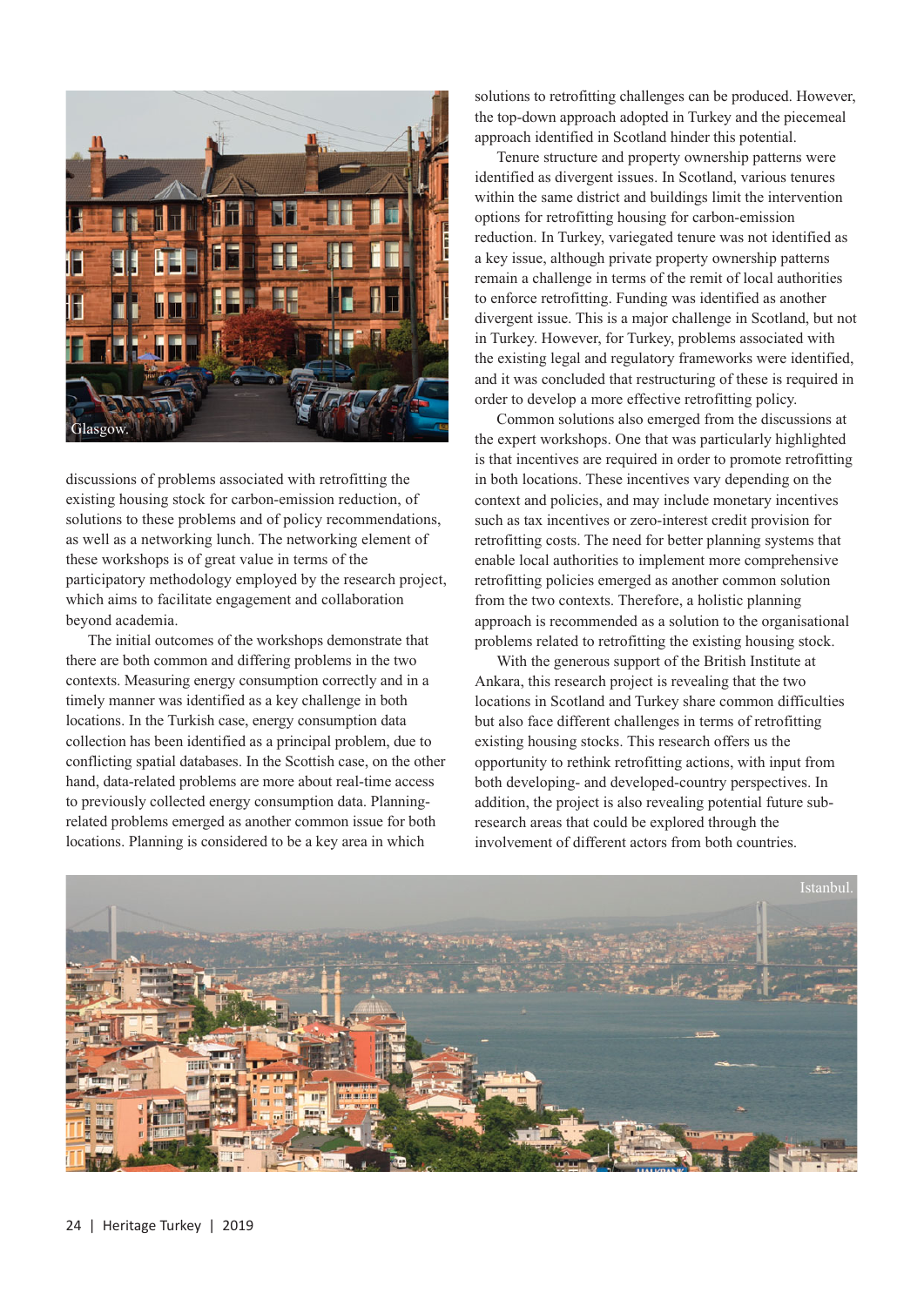Glasgow.

discussions of problems associated with retrofitting the existing housing stock for carbon-emission reduction, of solutions to these problems and of policy recommendations, as well as a networking lunch. The networking element of these workshops is of great value in terms of the participatory methodology employed by the research project, which aims to facilitate engagement and collaboration beyond academia.

The initial outcomes of the workshops demonstrate that there are both common and differing problems in the two contexts. Measuring energy consumption correctly and in a timely manner was identified as a key challenge in both locations. In the Turkish case, energy consumption data collection has been identified as a principal problem, due to conflicting spatial databases. In the Scottish case, on the other hand, data-related problems are more about real-time access to previously collected energy consumption data. Planning-related problems emerged as another common issue for both locations. Planning is considered to be a key area in which solutions to retrofitting challenges can be produced. However, the top-down approach adopted in Turkey and the piecemeal approach identified in Scotland hinder this potential.

Tenure structure and property ownership patterns were identified as divergent issues. In Scotland, various tenures within the same district and buildings limit the intervention options for retrofitting housing for carbon-emission reduction. In Turkey, variegated tenure was not identified as a key issue, although private property ownership patterns remain a challenge in terms of the remit of local authorities to enforce retrofitting. Funding was identified as another divergent issue. This is a major challenge in Scotland, but not in Turkey. However, for Turkey, problems associated with the existing legal and regulatory frameworks were identified, and it was concluded that restructuring of these is required in order to develop a more effective retrofitting policy.

Common solutions also emerged from the discussions at the expert workshops. One that was particularly highlighted is that incentives are required in order to promote retrofitting in both locations. These incentives vary depending on the context and policies, and may include monetary incentives such as tax incentives or zero-interest credit provision for retrofitting costs. The need for better planning systems that enable local authorities to implement more comprehensive retrofitting policies emerged as another common solution from the two contexts. Therefore, a holistic planning approach is recommended as a solution to the organisational problems related to retrofitting the existing housing stock.

With the generous support of the British Institute at Ankara, this research project is revealing that the two locations in Scotland and Turkey share common difficulties but also face different challenges in terms of retrofitting existing housing stocks. This research offers us the opportunity to rethink retrofitting actions, with input from both developing- and developed-country perspectives. In addition, the project is also revealing potential future sub-research areas that could be explored through the involvement of different actors from both countries.

Istanbul.